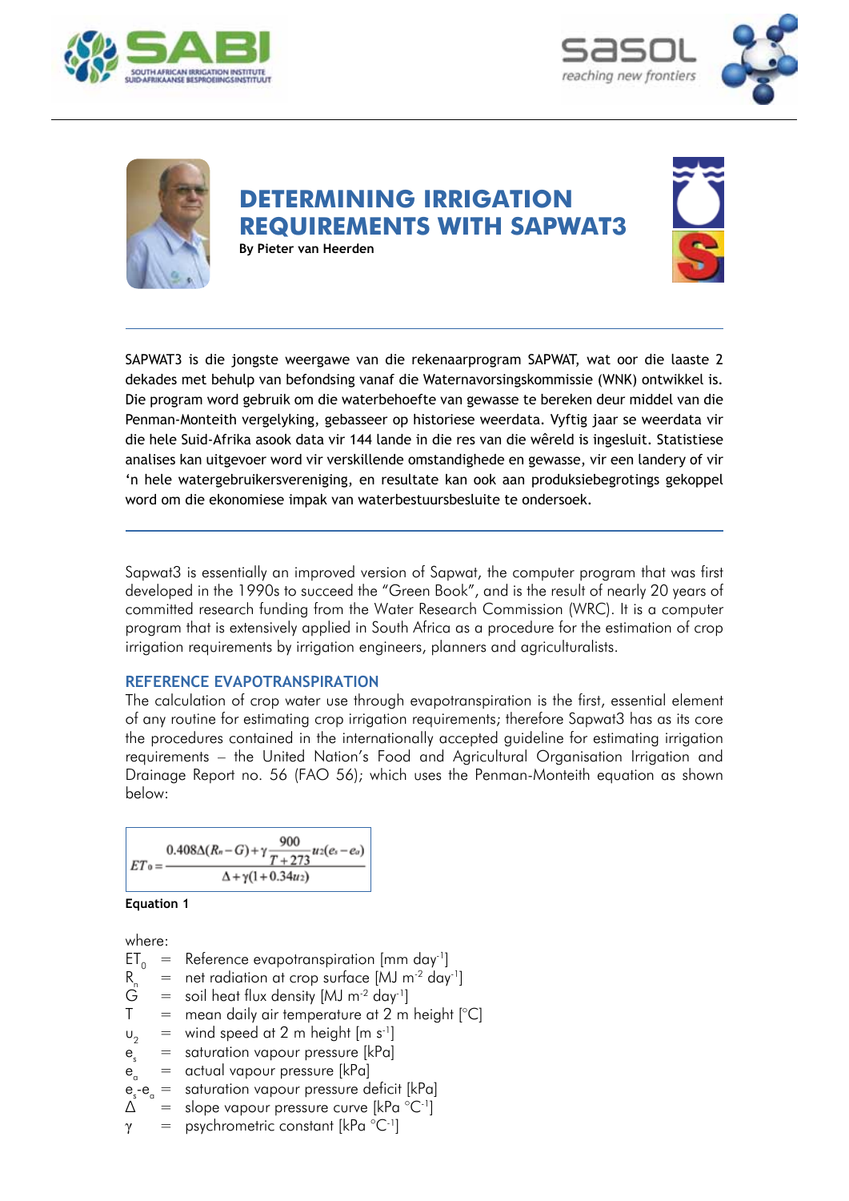# DETERMINING IRRIGATION REQUIREMENTS WITH SAPWAT3

**By Pieter van Heerden**

SAPWAT3 is die jongste weergawe van die rekenaarprogram SAPWAT, wat oor die laaste 2 dekades met behulp van befondsing vanaf die Waternavorsingskommissie (WNK) ontwikkel is. Die program word gebruik om die waterbehoefte van gewasse te bereken deur middel van die Penman-Monteith vergelyking, gebaseer op historiese weerdata. Vyftig jaar se weerdata vir die hele Suid-Afrika asook data vir 144 lande in die res van die wêreld is ingesluit. Statistiese analises kan uitgevoer word vir verskillende omstandighede en gewasse, vir een landery of vir 'n hele watergebruikersvereniging, en resultate kan ook aan produksiebegrotings gekoppel word om die ekonomiese impak van waterbestuursbesluite te ondersoek.

Sapwat3 is essentially an improved version of Sapwat, the computer program that was first developed in the 1990s to succeed the "Green Book", and is the result of nearly 20 years of committed research funding from the Water Research Commission (WRC). It is a computer program that is extensively applied in South Africa as a procedure for the estimation of crop irrigation requirements by irrigation engineers, planners and agriculturalists.

## REFERENCE EVAPOTRANSPIRATION

The calculation of crop water use through evapotranspiration is the first, essential element of any routine for estimating crop irrigation requirements; therefore Sapwat3 has as its core the procedures contained in the internationally accepted guideline for estimating irrigation requirements – the United Nation's Food and Agricultural Organisation Irrigation and Drainage Report no. 56 (FAO 56); which uses the Penman-Monteith equation as shown below:

$$ET_0 = \frac{0.408\Delta(R_n - G) + \gamma\frac{900}{T+273}u_2(e_s - e_a)}{\Delta + \gamma(1 + 0.34u_2)}$$

**Equation 1**

where:

- $ET_0$ = Reference evapotranspiration [mm day$^{-1}$]
- $R_n$ = net radiation at crop surface [MJ m$^{-2}$ day$^{-1}$]
- $G$ = soil heat flux density [MJ m$^{-2}$ day$^{-1}$]
- $T$ = mean daily air temperature at 2 m height [°C]
- $u_2$ = wind speed at 2 m height [m s$^{-1}$]
- $e_s$ = saturation vapour pressure [kPa]
- $e_a$ = actual vapour pressure [kPa]
- $e_s$-$e_a$ = saturation vapour pressure deficit [kPa]
- $\Delta$ = slope vapour pressure curve [kPa °C$^{-1}$]
- $\gamma$ = psychrometric constant [kPa °C$^{-1}$]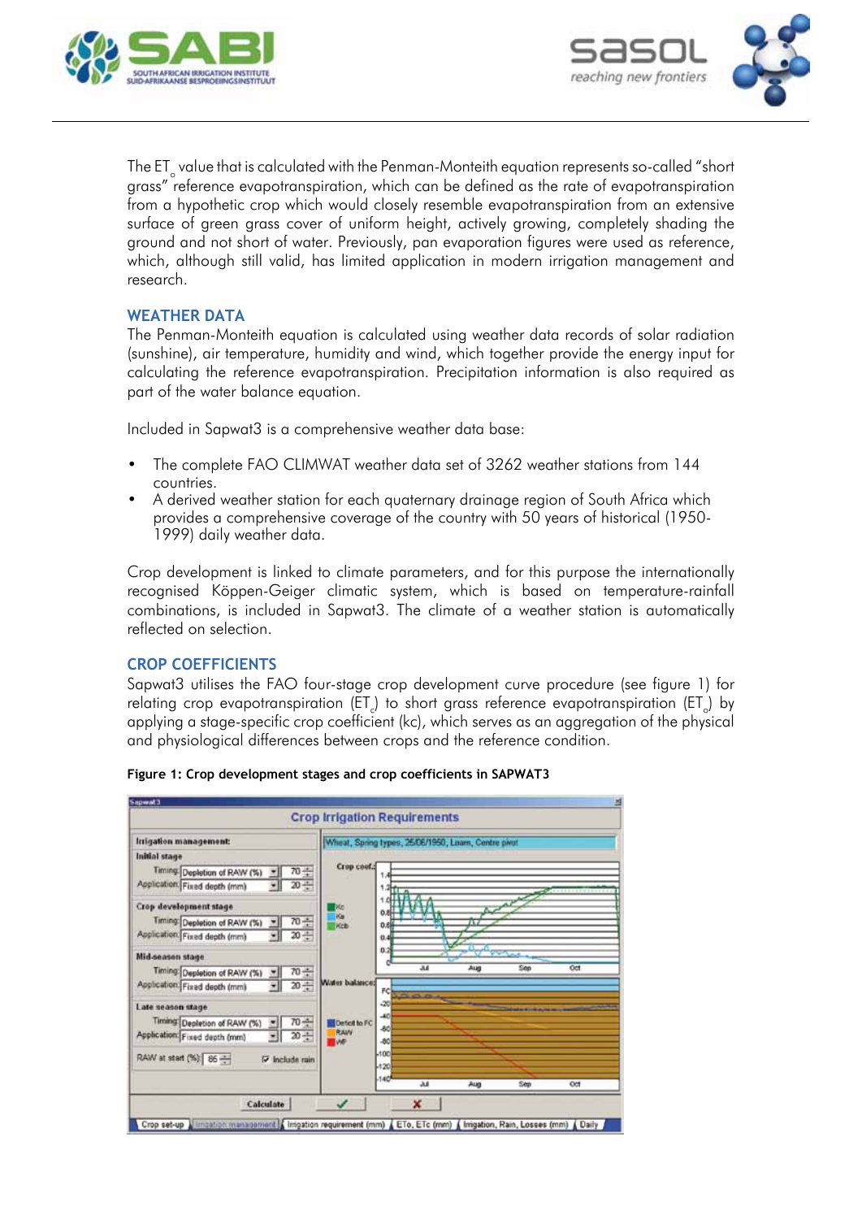The $ET_o$ value that is calculated with the Penman-Monteith equation represents so-called "short grass" reference evapotranspiration, which can be defined as the rate of evapotranspiration from a hypothetic crop which would closely resemble evapotranspiration from an extensive surface of green grass cover of uniform height, actively growing, completely shading the ground and not short of water. Previously, pan evaporation figures were used as reference, which, although still valid, has limited application in modern irrigation management and research.

## WEATHER DATA

The Penman-Monteith equation is calculated using weather data records of solar radiation (sunshine), air temperature, humidity and wind, which together provide the energy input for calculating the reference evapotranspiration. Precipitation information is also required as part of the water balance equation.

Included in Sapwat3 is a comprehensive weather data base:

- The complete FAO CLIMWAT weather data set of 3262 weather stations from 144 countries.
- A derived weather station for each quaternary drainage region of South Africa which provides a comprehensive coverage of the country with 50 years of historical (1950-1999) daily weather data.

Crop development is linked to climate parameters, and for this purpose the internationally recognised Köppen-Geiger climatic system, which is based on temperature-rainfall combinations, is included in Sapwat3. The climate of a weather station is automatically reflected on selection.

## CROP COEFFICIENTS

Sapwat3 utilises the FAO four-stage crop development curve procedure (see figure 1) for relating crop evapotranspiration ($ET_c$) to short grass reference evapotranspiration ($ET_o$) by applying a stage-specific crop coefficient (kc), which serves as an aggregation of the physical and physiological differences between crops and the reference condition.

**Figure 1: Crop development stages and crop coefficients in SAPWAT3**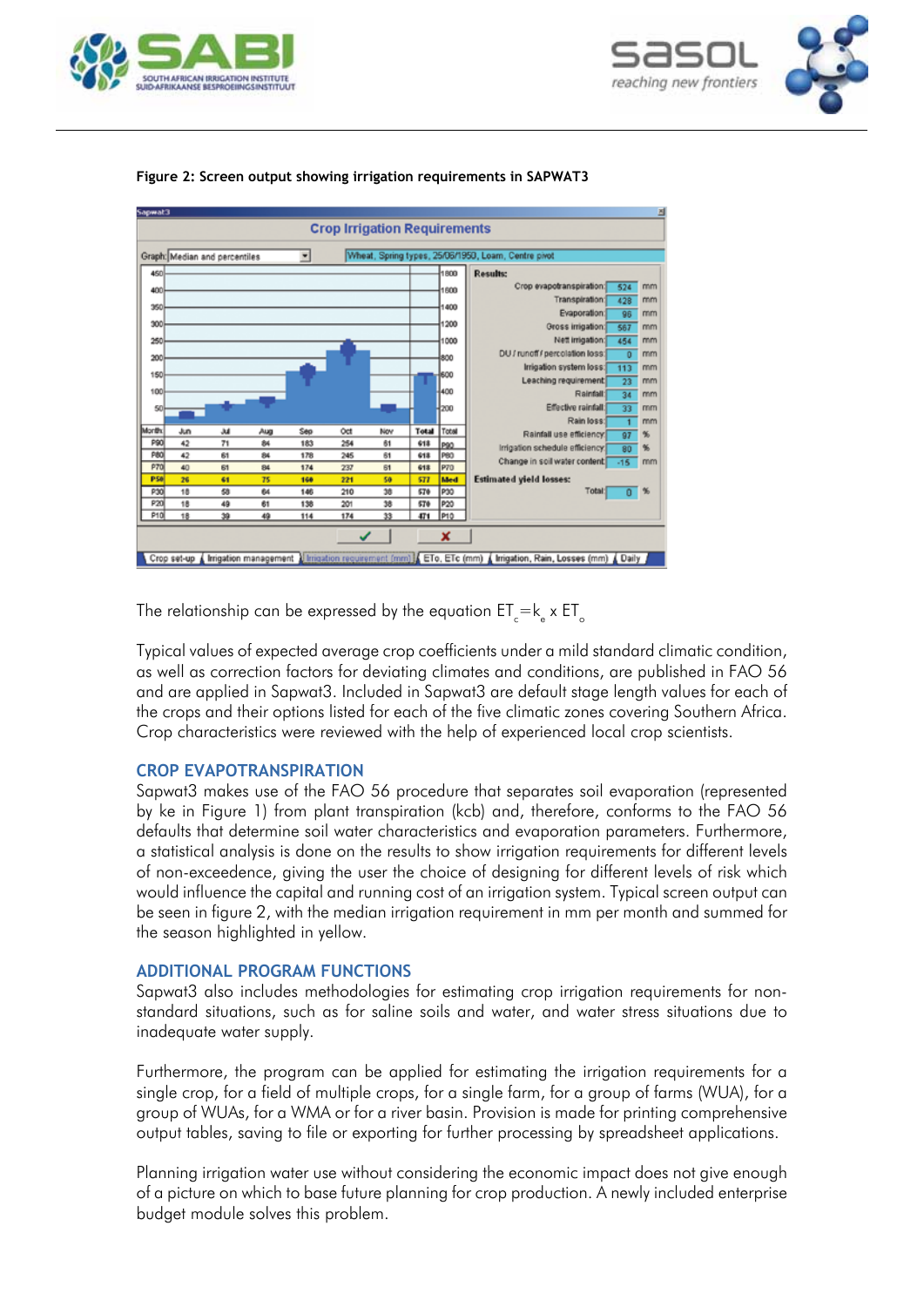**Figure 2: Screen output showing irrigation requirements in SAPWAT3**

| Month | Jun | Jul | Aug | Sep | Oct | Nov | Total | Total |
|---|---|---|---|---|---|---|---|---|
| P90 | 42 | 71 | 84 | 183 | 254 | 61 | 618 | P90 |
| P80 | 42 | 61 | 84 | 178 | 245 | 61 | 618 | P80 |
| P70 | 40 | 61 | 84 | 174 | 237 | 61 | 618 | P70 |
| P50 | 26 | 61 | 75 | 160 | 221 | 50 | 577 | Med |
| P30 | 18 | 58 | 64 | 146 | 210 | 38 | 570 | P30 |
| P20 | 18 | 49 | 61 | 138 | 201 | 38 | 570 | P20 |
| P10 | 18 | 39 | 49 | 114 | 174 | 33 | 471 | P10 |

| Results: | | |
|---|---|---|
| Crop evapotranspiration | 524 | mm |
| Transpiration | 428 | mm |
| Evaporation | 96 | mm |
| Gross irrigation | 567 | mm |
| Nett irrigation | 454 | mm |
| DU / runoff / percolation loss | 0 | mm |
| Irrigation system loss | 113 | mm |
| Leaching requirement | 23 | mm |
| Rainfall | 34 | mm |
| Effective rainfall | 33 | mm |
| Rain loss | 1 | mm |
| Rainfall use efficiency | 97 | % |
| Irrigation schedule efficiency | 80 | % |
| Change in soil water content | -15 | mm |
| **Estimated yield losses:** Total | 0 | % |

The relationship can be expressed by the equation $ET_c = k_c \times ET_o$

Typical values of expected average crop coefficients under a mild standard climatic condition, as well as correction factors for deviating climates and conditions, are published in FAO 56 and are applied in Sapwat3. Included in Sapwat3 are default stage length values for each of the crops and their options listed for each of the five climatic zones covering Southern Africa. Crop characteristics were reviewed with the help of experienced local crop scientists.

## CROP EVAPOTRANSPIRATION

Sapwat3 makes use of the FAO 56 procedure that separates soil evaporation (represented by ke in Figure 1) from plant transpiration (kcb) and, therefore, conforms to the FAO 56 defaults that determine soil water characteristics and evaporation parameters. Furthermore, a statistical analysis is done on the results to show irrigation requirements for different levels of non-exceedence, giving the user the choice of designing for different levels of risk which would influence the capital and running cost of an irrigation system. Typical screen output can be seen in figure 2, with the median irrigation requirement in mm per month and summed for the season highlighted in yellow.

## ADDITIONAL PROGRAM FUNCTIONS

Sapwat3 also includes methodologies for estimating crop irrigation requirements for non-standard situations, such as for saline soils and water, and water stress situations due to inadequate water supply.

Furthermore, the program can be applied for estimating the irrigation requirements for a single crop, for a field of multiple crops, for a single farm, for a group of farms (WUA), for a group of WUAs, for a WMA or for a river basin. Provision is made for printing comprehensive output tables, saving to file or exporting for further processing by spreadsheet applications.

Planning irrigation water use without considering the economic impact does not give enough of a picture on which to base future planning for crop production. A newly included enterprise budget module solves this problem.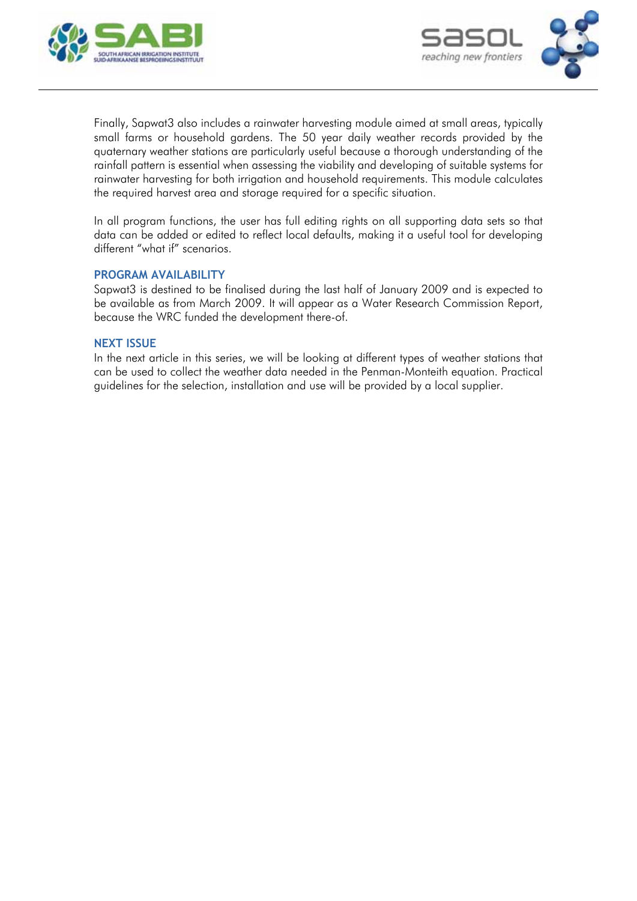Finally, Sapwat3 also includes a rainwater harvesting module aimed at small areas, typically small farms or household gardens. The 50 year daily weather records provided by the quaternary weather stations are particularly useful because a thorough understanding of the rainfall pattern is essential when assessing the viability and developing of suitable systems for rainwater harvesting for both irrigation and household requirements. This module calculates the required harvest area and storage required for a specific situation.

In all program functions, the user has full editing rights on all supporting data sets so that data can be added or edited to reflect local defaults, making it a useful tool for developing different "what if" scenarios.

## PROGRAM AVAILABILITY

Sapwat3 is destined to be finalised during the last half of January 2009 and is expected to be available as from March 2009. It will appear as a Water Research Commission Report, because the WRC funded the development there-of.

## NEXT ISSUE

In the next article in this series, we will be looking at different types of weather stations that can be used to collect the weather data needed in the Penman-Monteith equation. Practical guidelines for the selection, installation and use will be provided by a local supplier.